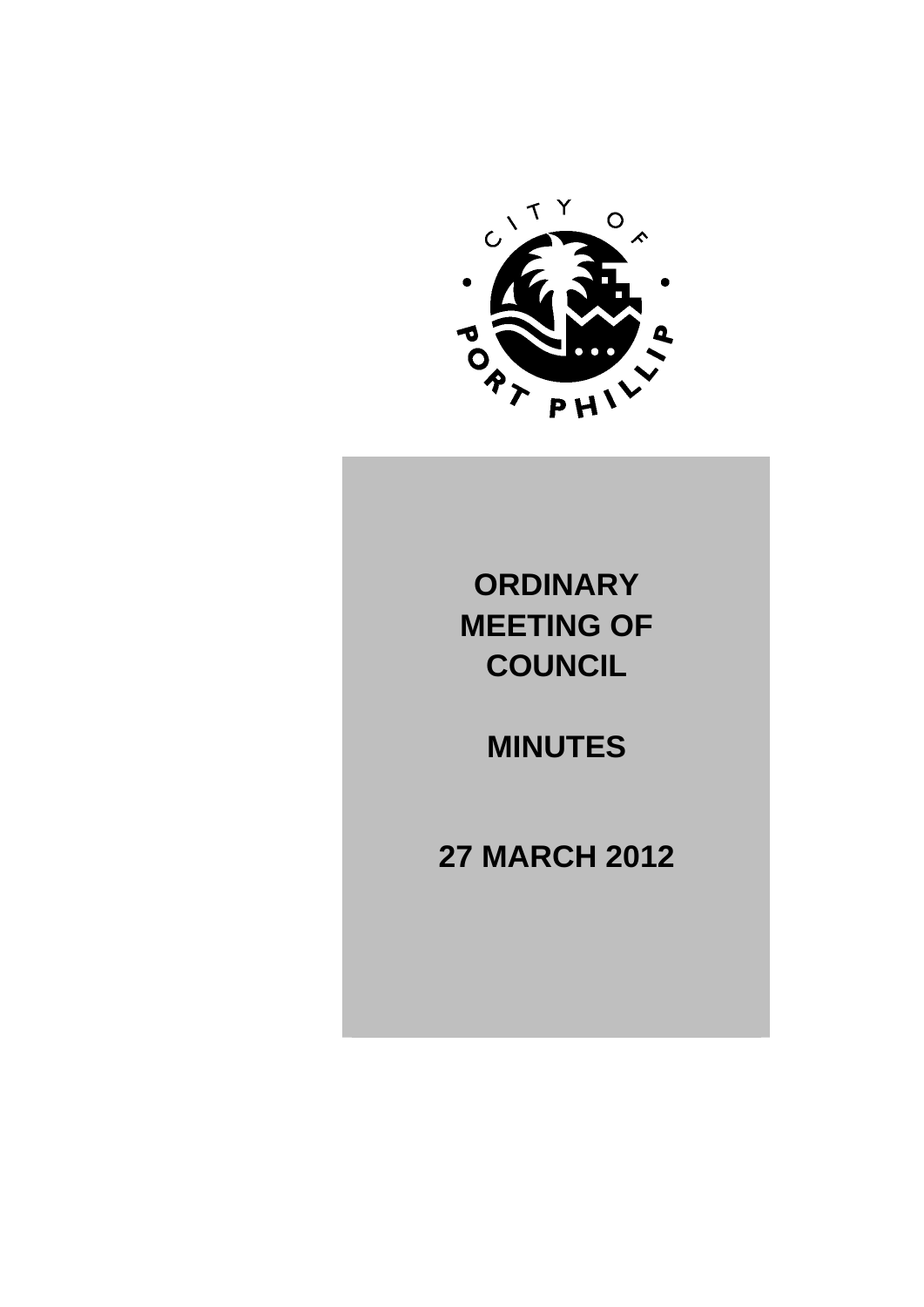CITY OF PORT PHILLIP

# ORDINARY MEETING OF COUNCIL

# MINUTES

# 27 MARCH 2012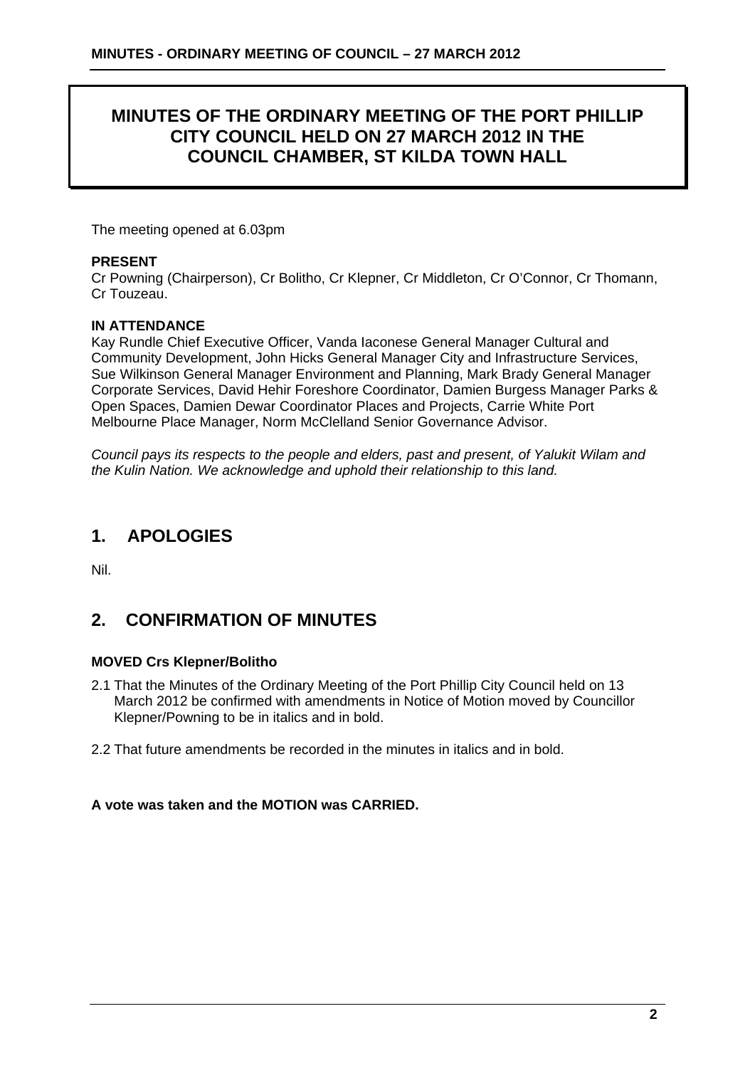# MINUTES OF THE ORDINARY MEETING OF THE PORT PHILLIP CITY COUNCIL HELD ON 27 MARCH 2012 IN THE COUNCIL CHAMBER, ST KILDA TOWN HALL

The meeting opened at 6.03pm

**PRESENT**
Cr Powning (Chairperson), Cr Bolitho, Cr Klepner, Cr Middleton, Cr O'Connor, Cr Thomann, Cr Touzeau.

**IN ATTENDANCE**
Kay Rundle Chief Executive Officer, Vanda Iaconese General Manager Cultural and Community Development, John Hicks General Manager City and Infrastructure Services, Sue Wilkinson General Manager Environment and Planning, Mark Brady General Manager Corporate Services, David Hehir Foreshore Coordinator, Damien Burgess Manager Parks & Open Spaces, Damien Dewar Coordinator Places and Projects, Carrie White Port Melbourne Place Manager, Norm McClelland Senior Governance Advisor.

*Council pays its respects to the people and elders, past and present, of Yalukit Wilam and the Kulin Nation. We acknowledge and uphold their relationship to this land.*

## 1. APOLOGIES

Nil.

## 2. CONFIRMATION OF MINUTES

**MOVED Crs Klepner/Bolitho**

2.1 That the Minutes of the Ordinary Meeting of the Port Phillip City Council held on 13 March 2012 be confirmed with amendments in Notice of Motion moved by Councillor Klepner/Powning to be in italics and in bold.

2.2 That future amendments be recorded in the minutes in italics and in bold.

**A vote was taken and the MOTION was CARRIED.**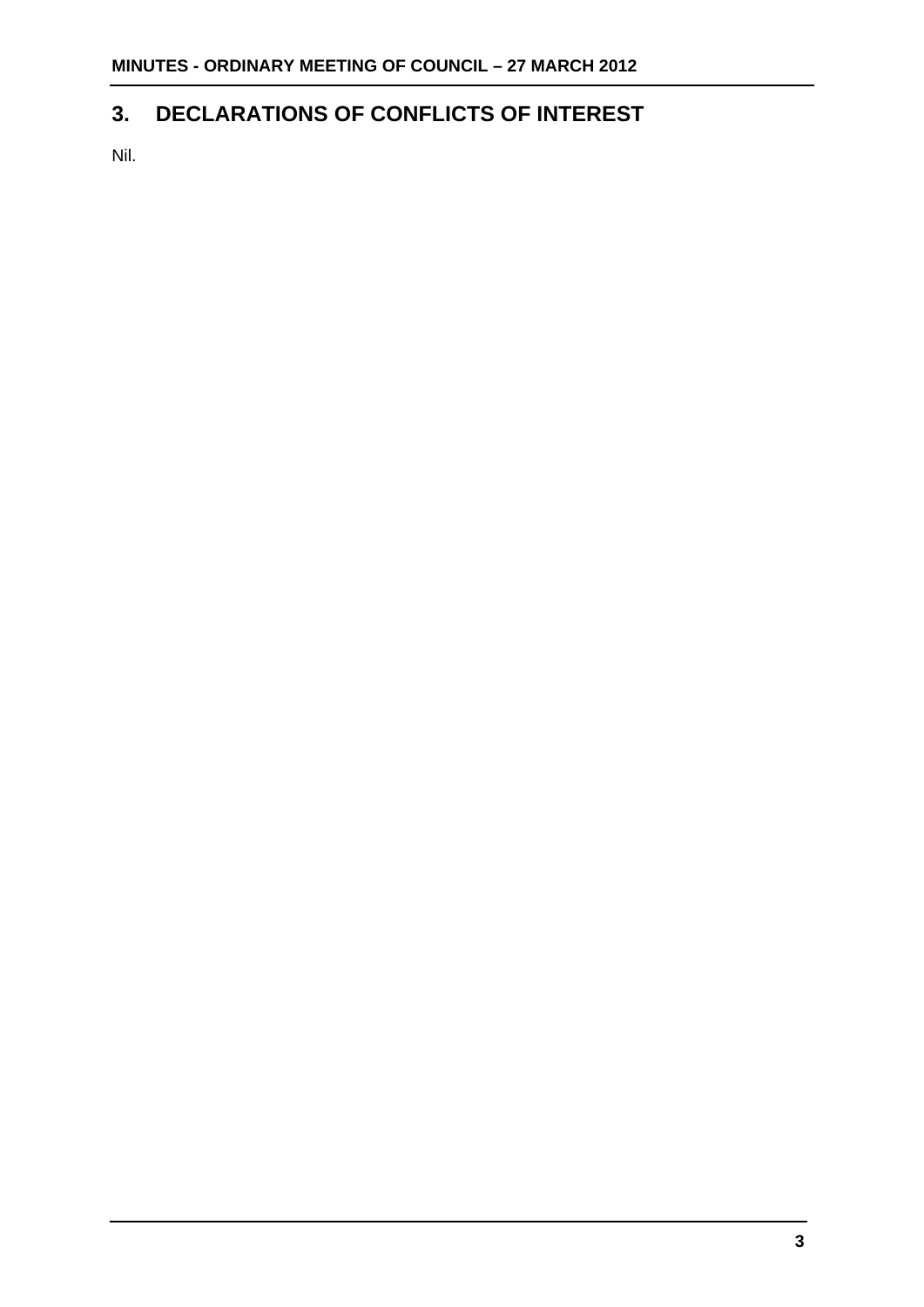## 3. DECLARATIONS OF CONFLICTS OF INTEREST

Nil.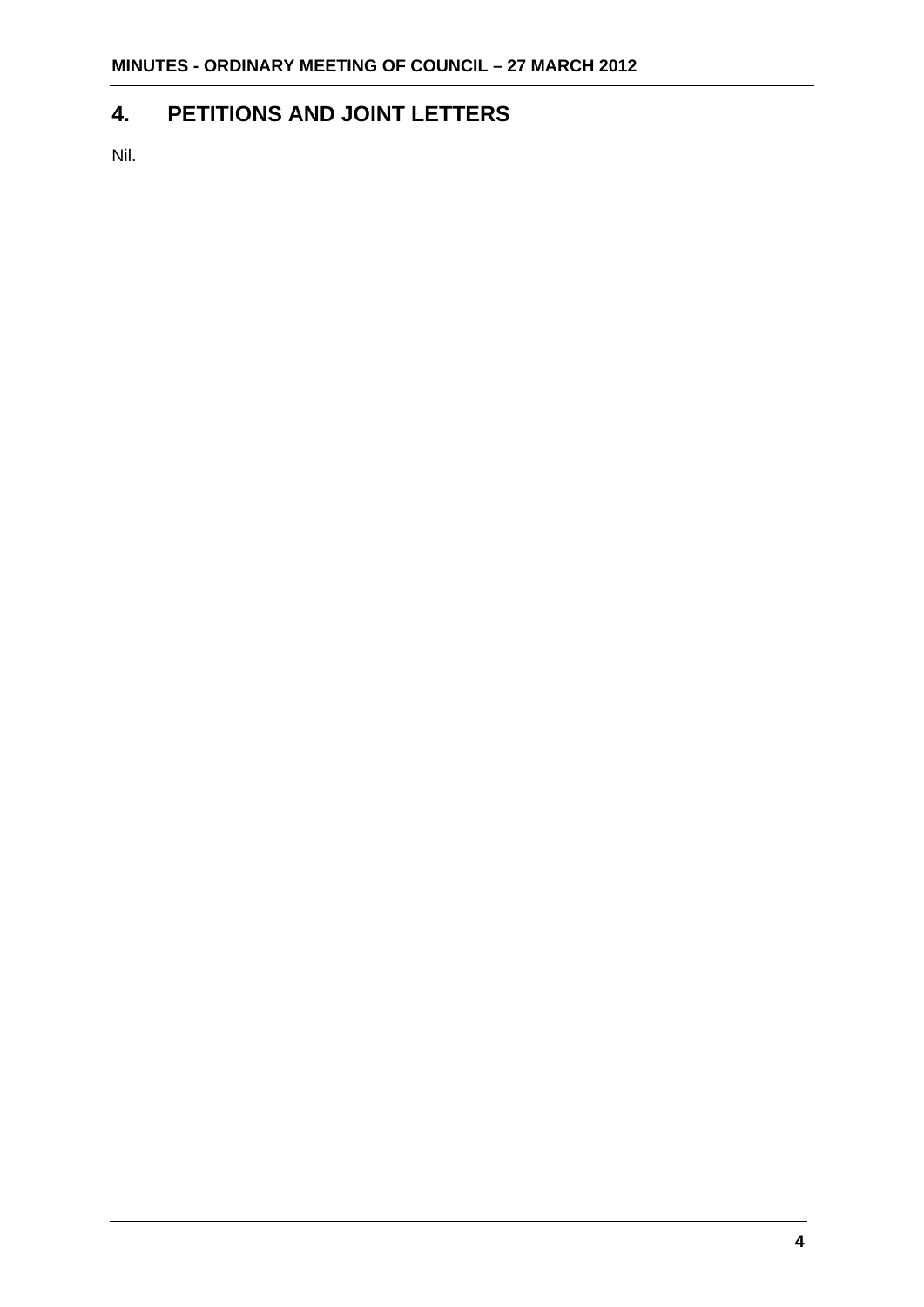## 4. PETITIONS AND JOINT LETTERS

Nil.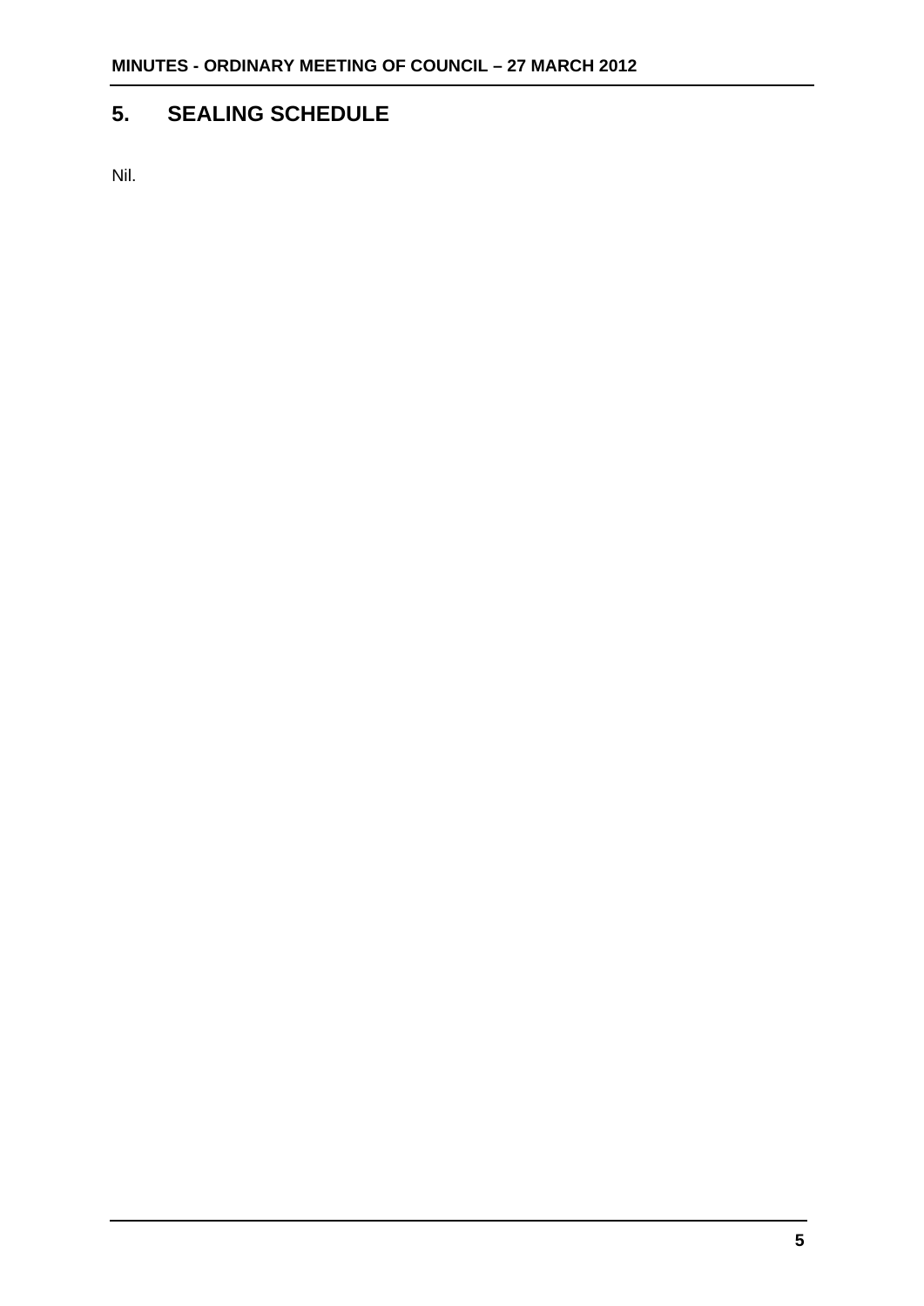## 5. SEALING SCHEDULE

Nil.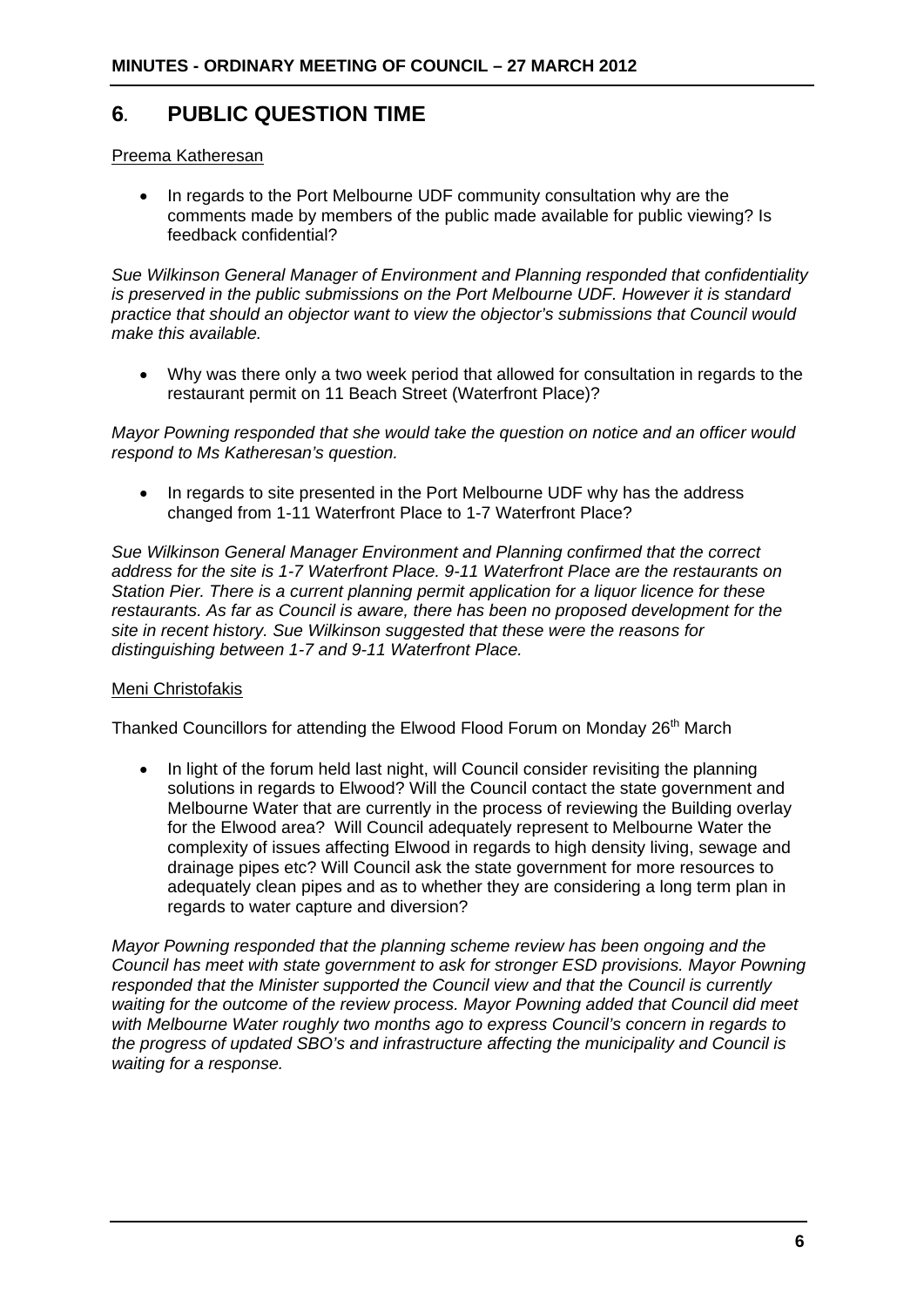# 6. PUBLIC QUESTION TIME

Preema Katheresan

- In regards to the Port Melbourne UDF community consultation why are the comments made by members of the public made available for public viewing? Is feedback confidential?

*Sue Wilkinson General Manager of Environment and Planning responded that confidentiality is preserved in the public submissions on the Port Melbourne UDF. However it is standard practice that should an objector want to view the objector's submissions that Council would make this available.*

- Why was there only a two week period that allowed for consultation in regards to the restaurant permit on 11 Beach Street (Waterfront Place)?

*Mayor Powning responded that she would take the question on notice and an officer would respond to Ms Katheresan's question.*

- In regards to site presented in the Port Melbourne UDF why has the address changed from 1-11 Waterfront Place to 1-7 Waterfront Place?

*Sue Wilkinson General Manager Environment and Planning confirmed that the correct address for the site is 1-7 Waterfront Place. 9-11 Waterfront Place are the restaurants on Station Pier. There is a current planning permit application for a liquor licence for these restaurants. As far as Council is aware, there has been no proposed development for the site in recent history. Sue Wilkinson suggested that these were the reasons for distinguishing between 1-7 and 9-11 Waterfront Place.*

Meni Christofakis

Thanked Councillors for attending the Elwood Flood Forum on Monday 26th March

- In light of the forum held last night, will Council consider revisiting the planning solutions in regards to Elwood? Will the Council contact the state government and Melbourne Water that are currently in the process of reviewing the Building overlay for the Elwood area? Will Council adequately represent to Melbourne Water the complexity of issues affecting Elwood in regards to high density living, sewage and drainage pipes etc? Will Council ask the state government for more resources to adequately clean pipes and as to whether they are considering a long term plan in regards to water capture and diversion?

*Mayor Powning responded that the planning scheme review has been ongoing and the Council has meet with state government to ask for stronger ESD provisions. Mayor Powning responded that the Minister supported the Council view and that the Council is currently waiting for the outcome of the review process. Mayor Powning added that Council did meet with Melbourne Water roughly two months ago to express Council's concern in regards to the progress of updated SBO's and infrastructure affecting the municipality and Council is waiting for a response.*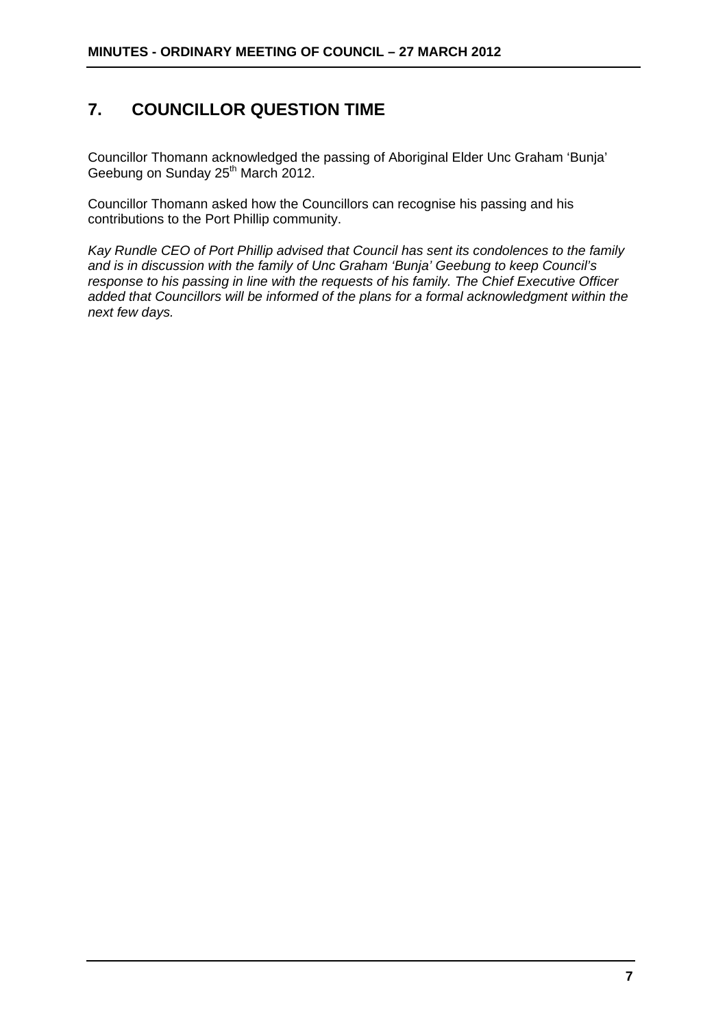# 7. COUNCILLOR QUESTION TIME

Councillor Thomann acknowledged the passing of Aboriginal Elder Unc Graham 'Bunja' Geebung on Sunday 25th March 2012.

Councillor Thomann asked how the Councillors can recognise his passing and his contributions to the Port Phillip community.

*Kay Rundle CEO of Port Phillip advised that Council has sent its condolences to the family and is in discussion with the family of Unc Graham 'Bunja' Geebung to keep Council's response to his passing in line with the requests of his family. The Chief Executive Officer added that Councillors will be informed of the plans for a formal acknowledgment within the next few days.*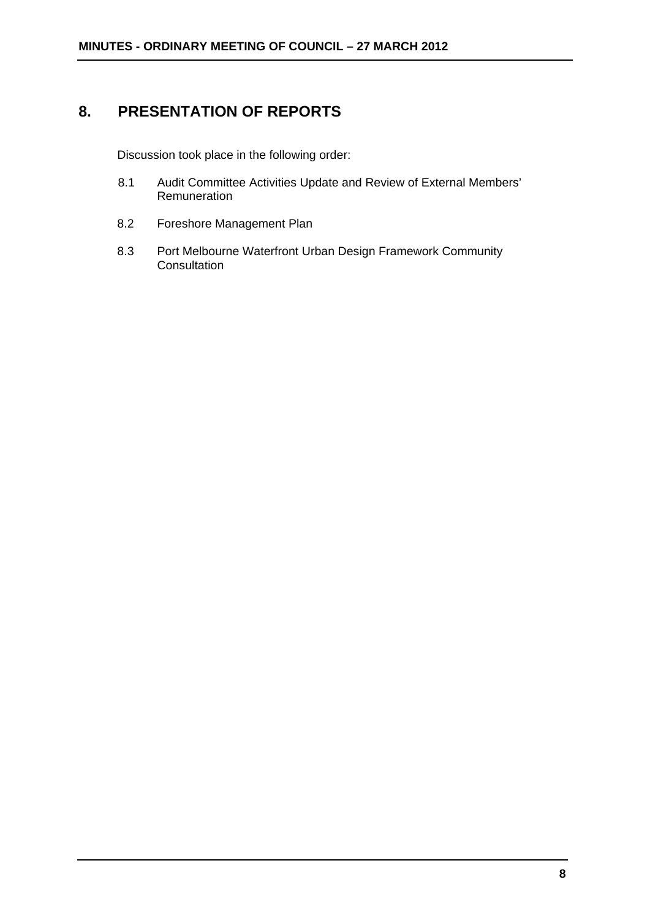## 8. PRESENTATION OF REPORTS

Discussion took place in the following order:

8.1 Audit Committee Activities Update and Review of External Members' Remuneration

8.2 Foreshore Management Plan

8.3 Port Melbourne Waterfront Urban Design Framework Community Consultation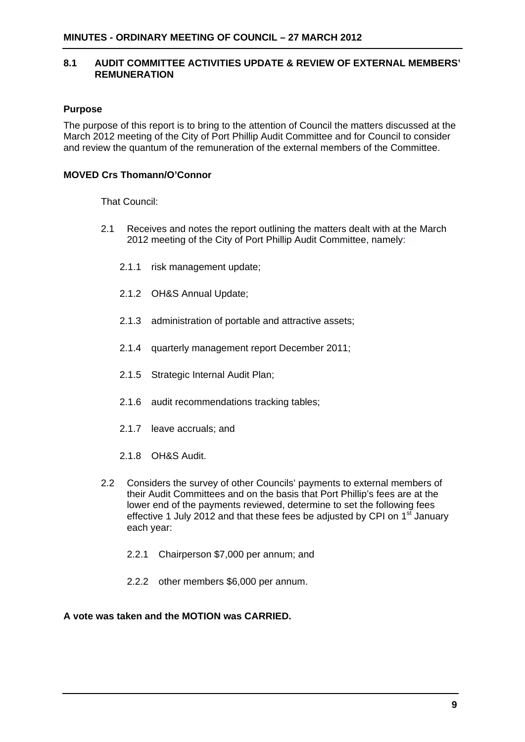## 8.1 AUDIT COMMITTEE ACTIVITIES UPDATE & REVIEW OF EXTERNAL MEMBERS' REMUNERATION

### Purpose

The purpose of this report is to bring to the attention of Council the matters discussed at the March 2012 meeting of the City of Port Phillip Audit Committee and for Council to consider and review the quantum of the remuneration of the external members of the Committee.

### MOVED Crs Thomann/O'Connor

That Council:

2.1 Receives and notes the report outlining the matters dealt with at the March 2012 meeting of the City of Port Phillip Audit Committee, namely:

- 2.1.1 risk management update;
- 2.1.2 OH&S Annual Update;
- 2.1.3 administration of portable and attractive assets;
- 2.1.4 quarterly management report December 2011;
- 2.1.5 Strategic Internal Audit Plan;
- 2.1.6 audit recommendations tracking tables;
- 2.1.7 leave accruals; and
- 2.1.8 OH&S Audit.

2.2 Considers the survey of other Councils' payments to external members of their Audit Committees and on the basis that Port Phillip's fees are at the lower end of the payments reviewed, determine to set the following fees effective 1 July 2012 and that these fees be adjusted by CPI on 1st January each year:

- 2.2.1 Chairperson $7,000 per annum; and
- 2.2.2 other members $6,000 per annum.

**A vote was taken and the MOTION was CARRIED.**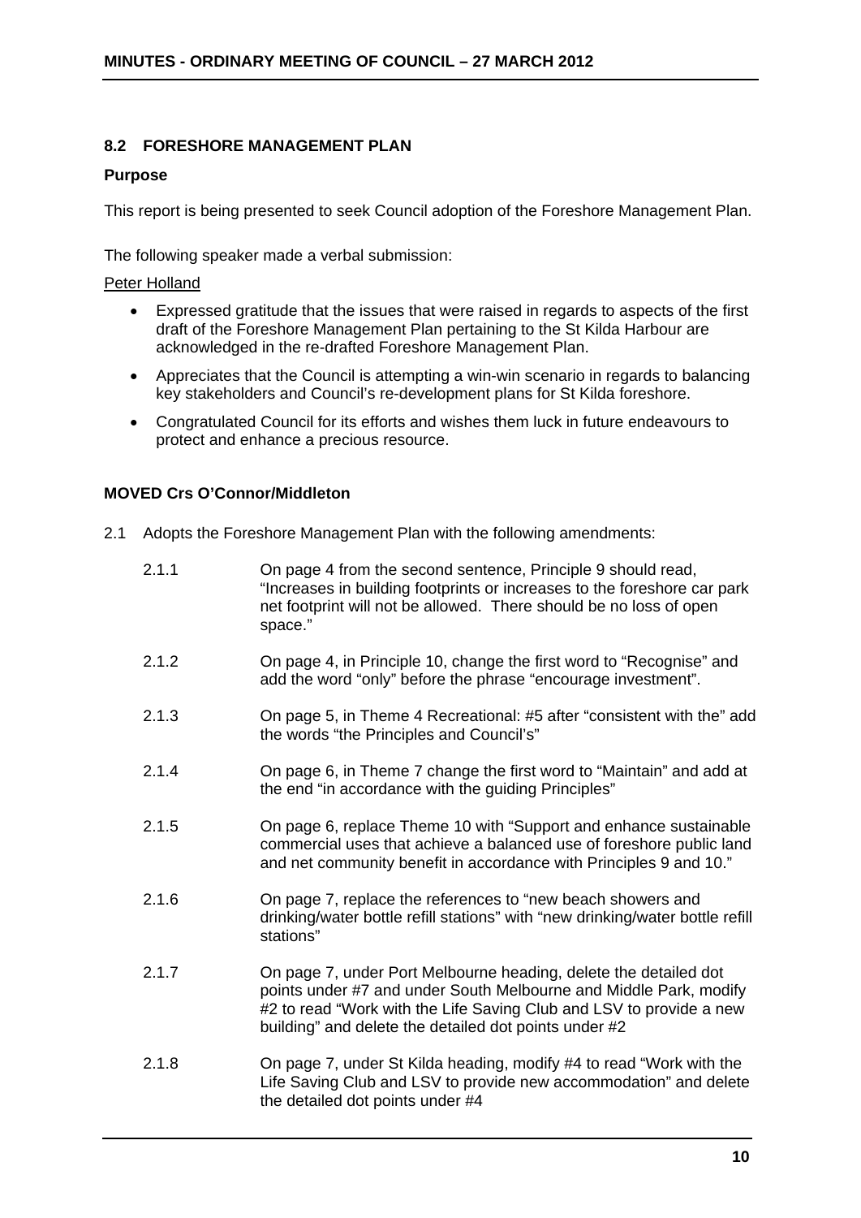## 8.2 FORESHORE MANAGEMENT PLAN

**Purpose**

This report is being presented to seek Council adoption of the Foreshore Management Plan.

The following speaker made a verbal submission:

Peter Holland

- Expressed gratitude that the issues that were raised in regards to aspects of the first draft of the Foreshore Management Plan pertaining to the St Kilda Harbour are acknowledged in the re-drafted Foreshore Management Plan.
- Appreciates that the Council is attempting a win-win scenario in regards to balancing key stakeholders and Council's re-development plans for St Kilda foreshore.
- Congratulated Council for its efforts and wishes them luck in future endeavours to protect and enhance a precious resource.

**MOVED Crs O'Connor/Middleton**

2.1 Adopts the Foreshore Management Plan with the following amendments:

2.1.1 On page 4 from the second sentence, Principle 9 should read, "Increases in building footprints or increases to the foreshore car park net footprint will not be allowed. There should be no loss of open space."

2.1.2 On page 4, in Principle 10, change the first word to "Recognise" and add the word "only" before the phrase "encourage investment".

2.1.3 On page 5, in Theme 4 Recreational: #5 after "consistent with the" add the words "the Principles and Council's"

2.1.4 On page 6, in Theme 7 change the first word to "Maintain" and add at the end "in accordance with the guiding Principles"

2.1.5 On page 6, replace Theme 10 with "Support and enhance sustainable commercial uses that achieve a balanced use of foreshore public land and net community benefit in accordance with Principles 9 and 10."

2.1.6 On page 7, replace the references to "new beach showers and drinking/water bottle refill stations" with "new drinking/water bottle refill stations"

2.1.7 On page 7, under Port Melbourne heading, delete the detailed dot points under #7 and under South Melbourne and Middle Park, modify #2 to read "Work with the Life Saving Club and LSV to provide a new building" and delete the detailed dot points under #2

2.1.8 On page 7, under St Kilda heading, modify #4 to read "Work with the Life Saving Club and LSV to provide new accommodation" and delete the detailed dot points under #4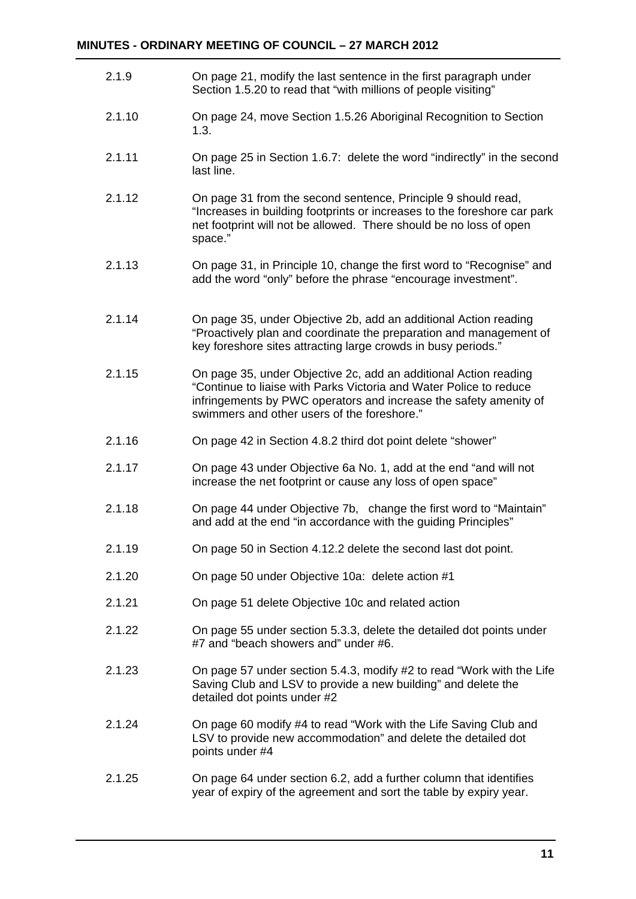2.1.9 On page 21, modify the last sentence in the first paragraph under Section 1.5.20 to read that "with millions of people visiting"

2.1.10 On page 24, move Section 1.5.26 Aboriginal Recognition to Section 1.3.

2.1.11 On page 25 in Section 1.6.7: delete the word "indirectly" in the second last line.

2.1.12 On page 31 from the second sentence, Principle 9 should read, "Increases in building footprints or increases to the foreshore car park net footprint will not be allowed. There should be no loss of open space."

2.1.13 On page 31, in Principle 10, change the first word to "Recognise" and add the word "only" before the phrase "encourage investment".

2.1.14 On page 35, under Objective 2b, add an additional Action reading "Proactively plan and coordinate the preparation and management of key foreshore sites attracting large crowds in busy periods."

2.1.15 On page 35, under Objective 2c, add an additional Action reading "Continue to liaise with Parks Victoria and Water Police to reduce infringements by PWC operators and increase the safety amenity of swimmers and other users of the foreshore."

2.1.16 On page 42 in Section 4.8.2 third dot point delete "shower"

2.1.17 On page 43 under Objective 6a No. 1, add at the end "and will not increase the net footprint or cause any loss of open space"

2.1.18 On page 44 under Objective 7b, change the first word to "Maintain" and add at the end "in accordance with the guiding Principles"

2.1.19 On page 50 in Section 4.12.2 delete the second last dot point.

2.1.20 On page 50 under Objective 10a: delete action #1

2.1.21 On page 51 delete Objective 10c and related action

2.1.22 On page 55 under section 5.3.3, delete the detailed dot points under #7 and "beach showers and" under #6.

2.1.23 On page 57 under section 5.4.3, modify #2 to read "Work with the Life Saving Club and LSV to provide a new building" and delete the detailed dot points under #2

2.1.24 On page 60 modify #4 to read "Work with the Life Saving Club and LSV to provide new accommodation" and delete the detailed dot points under #4

2.1.25 On page 64 under section 6.2, add a further column that identifies year of expiry of the agreement and sort the table by expiry year.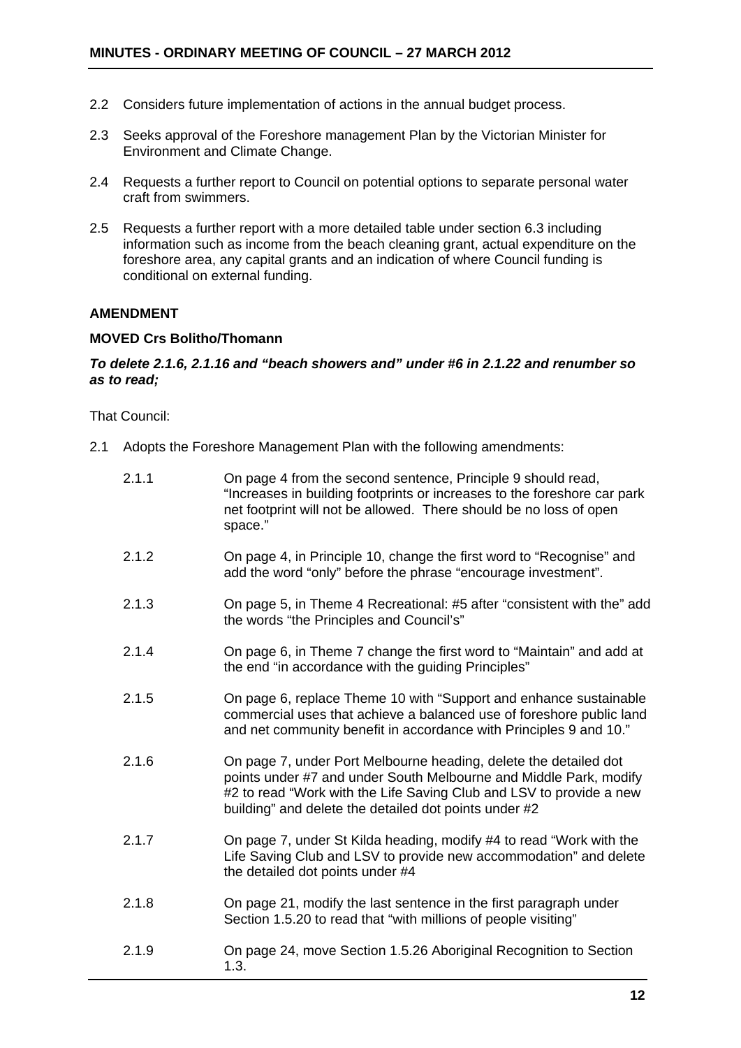2.2 Considers future implementation of actions in the annual budget process.

2.3 Seeks approval of the Foreshore management Plan by the Victorian Minister for Environment and Climate Change.

2.4 Requests a further report to Council on potential options to separate personal water craft from swimmers.

2.5 Requests a further report with a more detailed table under section 6.3 including information such as income from the beach cleaning grant, actual expenditure on the foreshore area, any capital grants and an indication of where Council funding is conditional on external funding.

**AMENDMENT**

**MOVED Crs Bolitho/Thomann**

***To delete 2.1.6, 2.1.16 and "beach showers and" under #6 in 2.1.22 and renumber so as to read;***

That Council:

2.1 Adopts the Foreshore Management Plan with the following amendments:

2.1.1 On page 4 from the second sentence, Principle 9 should read, "Increases in building footprints or increases to the foreshore car park net footprint will not be allowed. There should be no loss of open space."

2.1.2 On page 4, in Principle 10, change the first word to "Recognise" and add the word "only" before the phrase "encourage investment".

2.1.3 On page 5, in Theme 4 Recreational: #5 after "consistent with the" add the words "the Principles and Council's"

2.1.4 On page 6, in Theme 7 change the first word to "Maintain" and add at the end "in accordance with the guiding Principles"

2.1.5 On page 6, replace Theme 10 with "Support and enhance sustainable commercial uses that achieve a balanced use of foreshore public land and net community benefit in accordance with Principles 9 and 10."

2.1.6 On page 7, under Port Melbourne heading, delete the detailed dot points under #7 and under South Melbourne and Middle Park, modify #2 to read "Work with the Life Saving Club and LSV to provide a new building" and delete the detailed dot points under #2

2.1.7 On page 7, under St Kilda heading, modify #4 to read "Work with the Life Saving Club and LSV to provide new accommodation" and delete the detailed dot points under #4

2.1.8 On page 21, modify the last sentence in the first paragraph under Section 1.5.20 to read that "with millions of people visiting"

2.1.9 On page 24, move Section 1.5.26 Aboriginal Recognition to Section 1.3.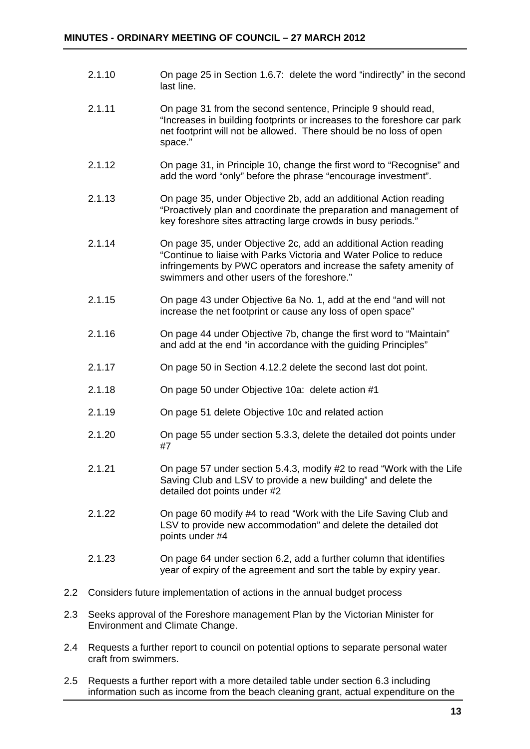2.1.10 On page 25 in Section 1.6.7: delete the word "indirectly" in the second last line.

2.1.11 On page 31 from the second sentence, Principle 9 should read, "Increases in building footprints or increases to the foreshore car park net footprint will not be allowed. There should be no loss of open space."

2.1.12 On page 31, in Principle 10, change the first word to "Recognise" and add the word "only" before the phrase "encourage investment".

2.1.13 On page 35, under Objective 2b, add an additional Action reading "Proactively plan and coordinate the preparation and management of key foreshore sites attracting large crowds in busy periods."

2.1.14 On page 35, under Objective 2c, add an additional Action reading "Continue to liaise with Parks Victoria and Water Police to reduce infringements by PWC operators and increase the safety amenity of swimmers and other users of the foreshore."

2.1.15 On page 43 under Objective 6a No. 1, add at the end "and will not increase the net footprint or cause any loss of open space"

2.1.16 On page 44 under Objective 7b, change the first word to "Maintain" and add at the end "in accordance with the guiding Principles"

2.1.17 On page 50 in Section 4.12.2 delete the second last dot point.

2.1.18 On page 50 under Objective 10a: delete action #1

2.1.19 On page 51 delete Objective 10c and related action

2.1.20 On page 55 under section 5.3.3, delete the detailed dot points under #7

2.1.21 On page 57 under section 5.4.3, modify #2 to read "Work with the Life Saving Club and LSV to provide a new building" and delete the detailed dot points under #2

2.1.22 On page 60 modify #4 to read "Work with the Life Saving Club and LSV to provide new accommodation" and delete the detailed dot points under #4

2.1.23 On page 64 under section 6.2, add a further column that identifies year of expiry of the agreement and sort the table by expiry year.

2.2 Considers future implementation of actions in the annual budget process

2.3 Seeks approval of the Foreshore management Plan by the Victorian Minister for Environment and Climate Change.

2.4 Requests a further report to council on potential options to separate personal water craft from swimmers.

2.5 Requests a further report with a more detailed table under section 6.3 including information such as income from the beach cleaning grant, actual expenditure on the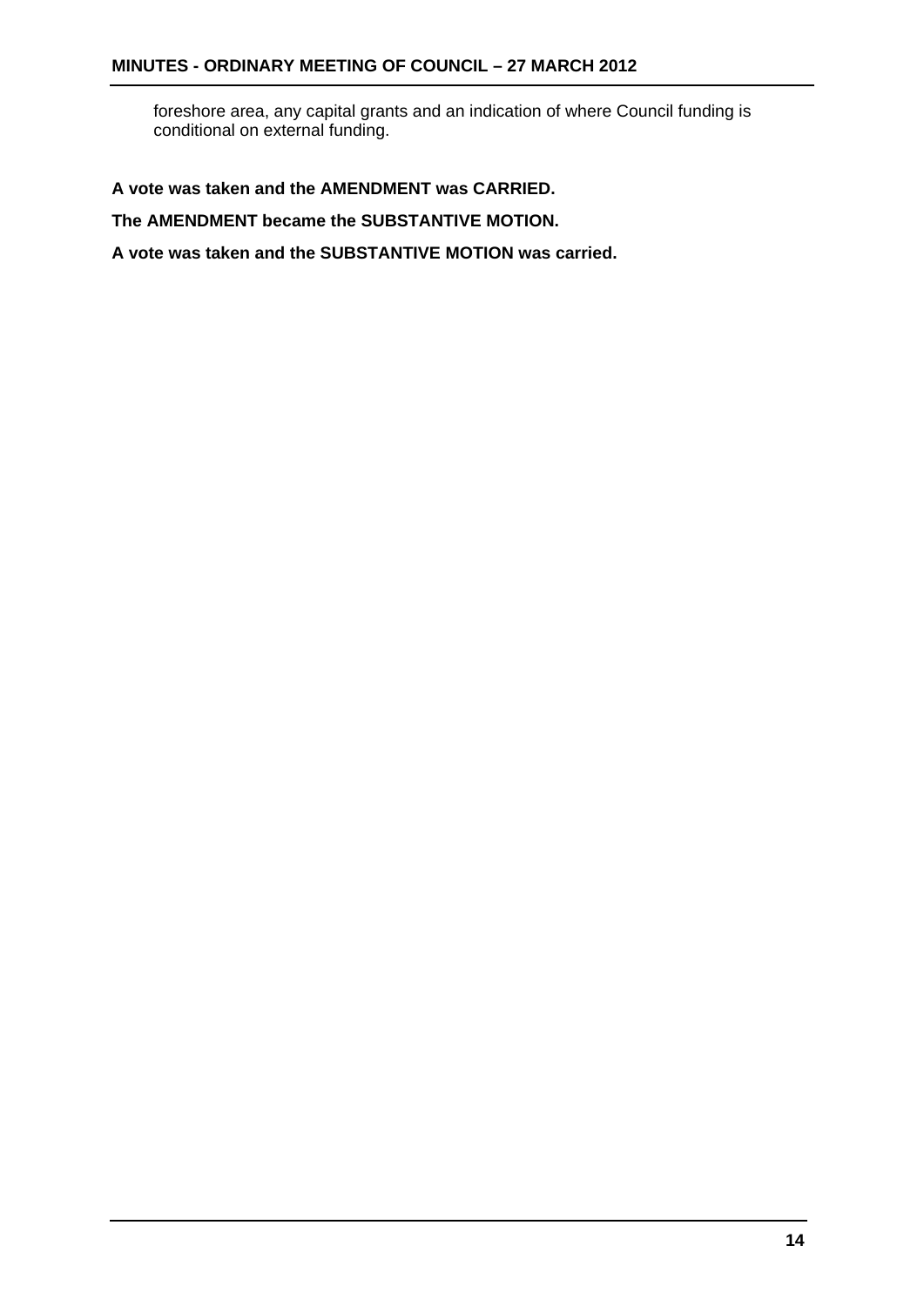foreshore area, any capital grants and an indication of where Council funding is conditional on external funding.

**A vote was taken and the AMENDMENT was CARRIED.**

**The AMENDMENT became the SUBSTANTIVE MOTION.**

**A vote was taken and the SUBSTANTIVE MOTION was carried.**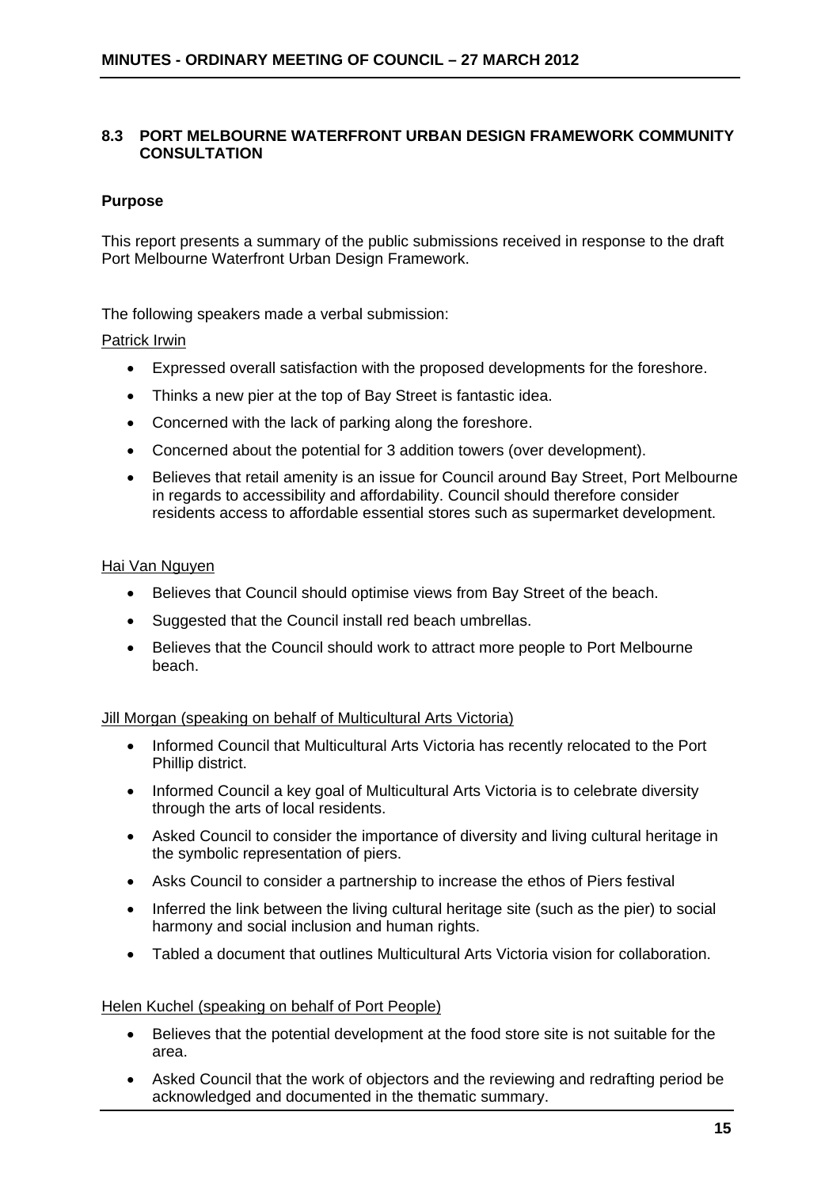## 8.3 PORT MELBOURNE WATERFRONT URBAN DESIGN FRAMEWORK COMMUNITY CONSULTATION

**Purpose**

This report presents a summary of the public submissions received in response to the draft Port Melbourne Waterfront Urban Design Framework.

The following speakers made a verbal submission:

Patrick Irwin

- Expressed overall satisfaction with the proposed developments for the foreshore.
- Thinks a new pier at the top of Bay Street is fantastic idea.
- Concerned with the lack of parking along the foreshore.
- Concerned about the potential for 3 addition towers (over development).
- Believes that retail amenity is an issue for Council around Bay Street, Port Melbourne in regards to accessibility and affordability. Council should therefore consider residents access to affordable essential stores such as supermarket development.

Hai Van Nguyen

- Believes that Council should optimise views from Bay Street of the beach.
- Suggested that the Council install red beach umbrellas.
- Believes that the Council should work to attract more people to Port Melbourne beach.

Jill Morgan (speaking on behalf of Multicultural Arts Victoria)

- Informed Council that Multicultural Arts Victoria has recently relocated to the Port Phillip district.
- Informed Council a key goal of Multicultural Arts Victoria is to celebrate diversity through the arts of local residents.
- Asked Council to consider the importance of diversity and living cultural heritage in the symbolic representation of piers.
- Asks Council to consider a partnership to increase the ethos of Piers festival
- Inferred the link between the living cultural heritage site (such as the pier) to social harmony and social inclusion and human rights.
- Tabled a document that outlines Multicultural Arts Victoria vision for collaboration.

Helen Kuchel (speaking on behalf of Port People)

- Believes that the potential development at the food store site is not suitable for the area.
- Asked Council that the work of objectors and the reviewing and redrafting period be acknowledged and documented in the thematic summary.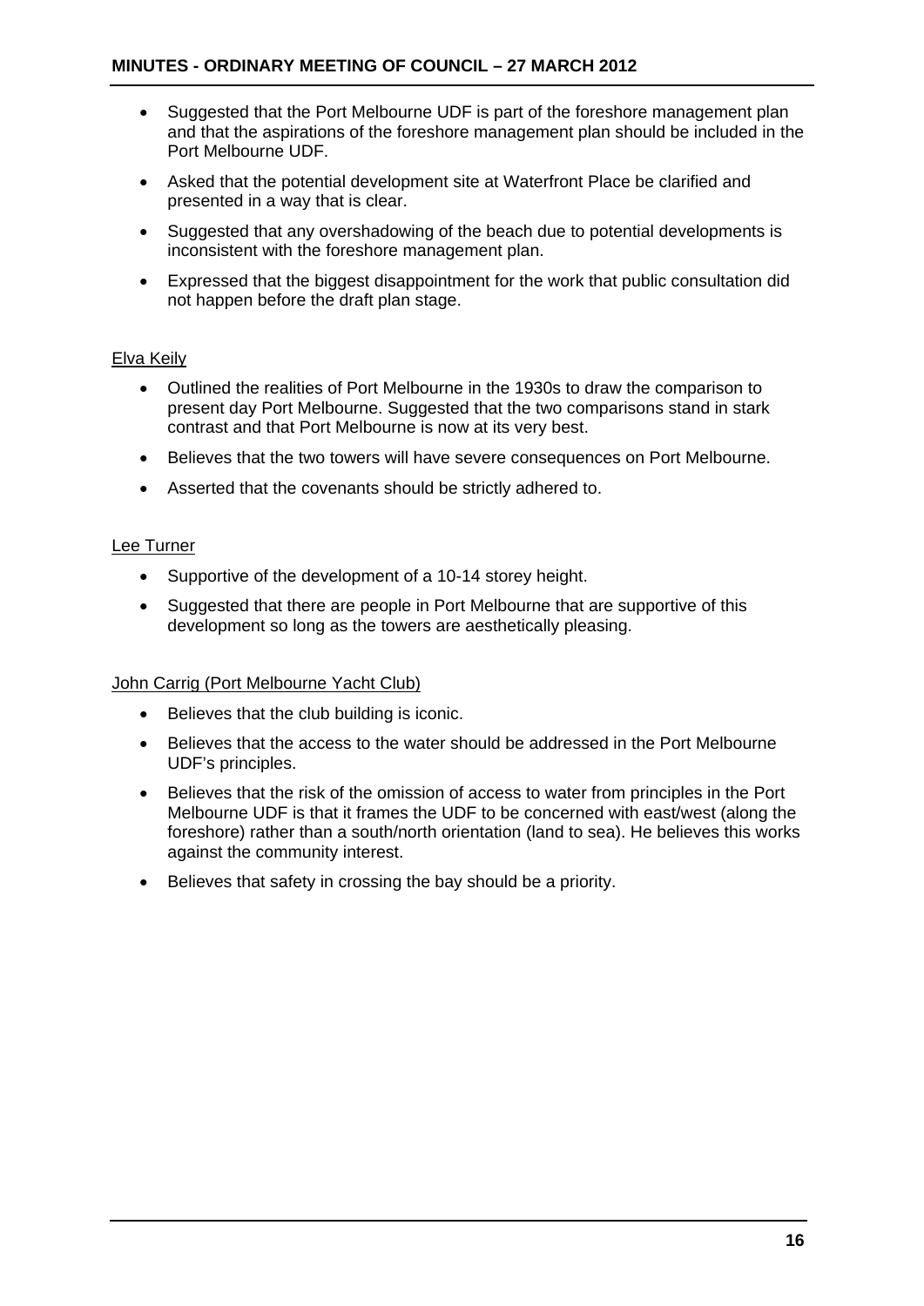- Suggested that the Port Melbourne UDF is part of the foreshore management plan and that the aspirations of the foreshore management plan should be included in the Port Melbourne UDF.
- Asked that the potential development site at Waterfront Place be clarified and presented in a way that is clear.
- Suggested that any overshadowing of the beach due to potential developments is inconsistent with the foreshore management plan.
- Expressed that the biggest disappointment for the work that public consultation did not happen before the draft plan stage.

<u>Elva Keily</u>

- Outlined the realities of Port Melbourne in the 1930s to draw the comparison to present day Port Melbourne. Suggested that the two comparisons stand in stark contrast and that Port Melbourne is now at its very best.
- Believes that the two towers will have severe consequences on Port Melbourne.
- Asserted that the covenants should be strictly adhered to.

<u>Lee Turner</u>

- Supportive of the development of a 10-14 storey height.
- Suggested that there are people in Port Melbourne that are supportive of this development so long as the towers are aesthetically pleasing.

<u>John Carrig (Port Melbourne Yacht Club)</u>

- Believes that the club building is iconic.
- Believes that the access to the water should be addressed in the Port Melbourne UDF's principles.
- Believes that the risk of the omission of access to water from principles in the Port Melbourne UDF is that it frames the UDF to be concerned with east/west (along the foreshore) rather than a south/north orientation (land to sea). He believes this works against the community interest.
- Believes that safety in crossing the bay should be a priority.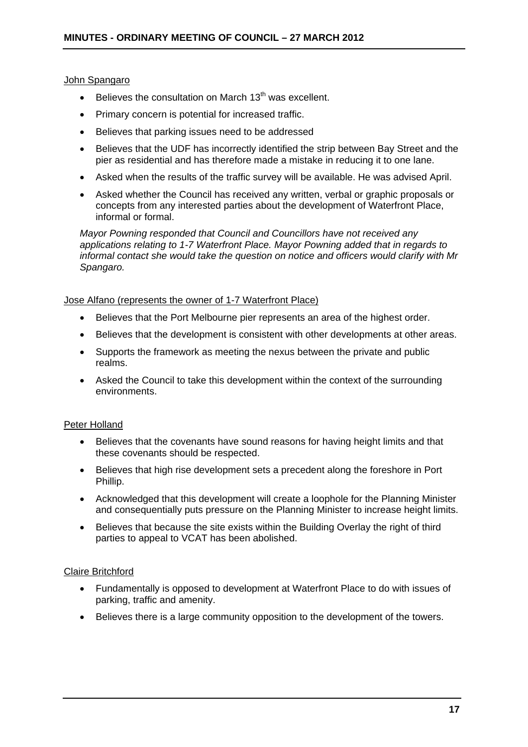John Spangaro

- Believes the consultation on March 13th was excellent.
- Primary concern is potential for increased traffic.
- Believes that parking issues need to be addressed
- Believes that the UDF has incorrectly identified the strip between Bay Street and the pier as residential and has therefore made a mistake in reducing it to one lane.
- Asked when the results of the traffic survey will be available. He was advised April.
- Asked whether the Council has received any written, verbal or graphic proposals or concepts from any interested parties about the development of Waterfront Place, informal or formal.

*Mayor Powning responded that Council and Councillors have not received any applications relating to 1-7 Waterfront Place. Mayor Powning added that in regards to informal contact she would take the question on notice and officers would clarify with Mr Spangaro.*

Jose Alfano (represents the owner of 1-7 Waterfront Place)

- Believes that the Port Melbourne pier represents an area of the highest order.
- Believes that the development is consistent with other developments at other areas.
- Supports the framework as meeting the nexus between the private and public realms.
- Asked the Council to take this development within the context of the surrounding environments.

Peter Holland

- Believes that the covenants have sound reasons for having height limits and that these covenants should be respected.
- Believes that high rise development sets a precedent along the foreshore in Port Phillip.
- Acknowledged that this development will create a loophole for the Planning Minister and consequentially puts pressure on the Planning Minister to increase height limits.
- Believes that because the site exists within the Building Overlay the right of third parties to appeal to VCAT has been abolished.

Claire Britchford

- Fundamentally is opposed to development at Waterfront Place to do with issues of parking, traffic and amenity.
- Believes there is a large community opposition to the development of the towers.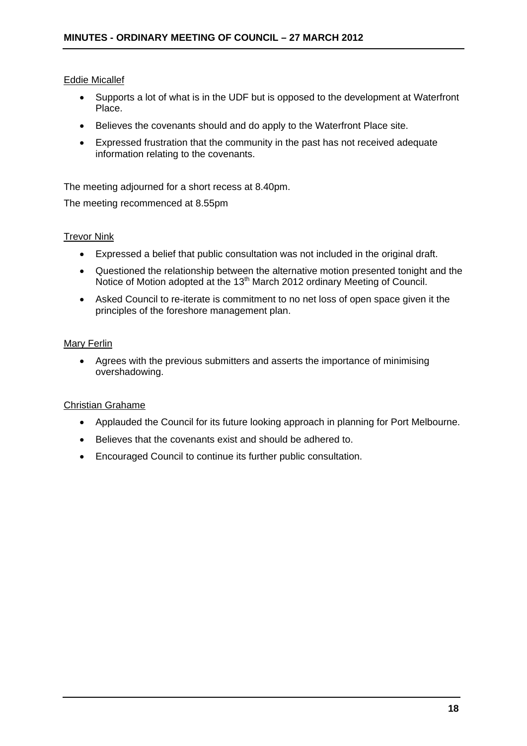Eddie Micallef

- Supports a lot of what is in the UDF but is opposed to the development at Waterfront Place.
- Believes the covenants should and do apply to the Waterfront Place site.
- Expressed frustration that the community in the past has not received adequate information relating to the covenants.

The meeting adjourned for a short recess at 8.40pm.

The meeting recommenced at 8.55pm

Trevor Nink

- Expressed a belief that public consultation was not included in the original draft.
- Questioned the relationship between the alternative motion presented tonight and the Notice of Motion adopted at the 13th March 2012 ordinary Meeting of Council.
- Asked Council to re-iterate is commitment to no net loss of open space given it the principles of the foreshore management plan.

Mary Ferlin

- Agrees with the previous submitters and asserts the importance of minimising overshadowing.

Christian Grahame

- Applauded the Council for its future looking approach in planning for Port Melbourne.
- Believes that the covenants exist and should be adhered to.
- Encouraged Council to continue its further public consultation.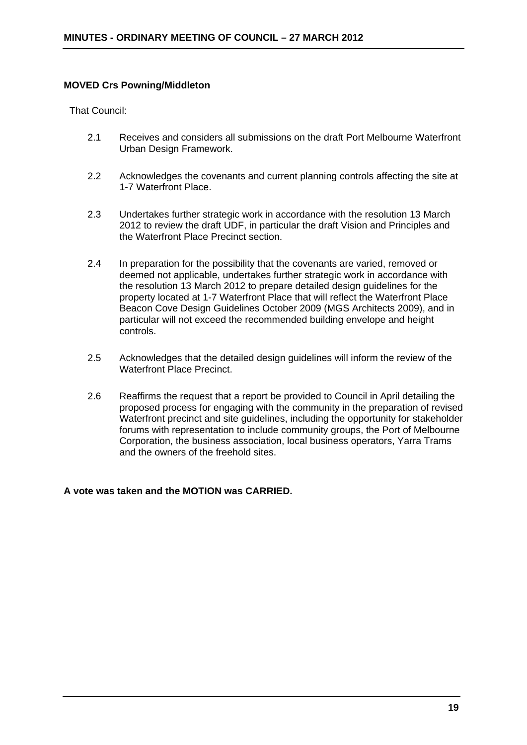**MOVED Crs Powning/Middleton**

That Council:

2.1 Receives and considers all submissions on the draft Port Melbourne Waterfront Urban Design Framework.

2.2 Acknowledges the covenants and current planning controls affecting the site at 1-7 Waterfront Place.

2.3 Undertakes further strategic work in accordance with the resolution 13 March 2012 to review the draft UDF, in particular the draft Vision and Principles and the Waterfront Place Precinct section.

2.4 In preparation for the possibility that the covenants are varied, removed or deemed not applicable, undertakes further strategic work in accordance with the resolution 13 March 2012 to prepare detailed design guidelines for the property located at 1-7 Waterfront Place that will reflect the Waterfront Place Beacon Cove Design Guidelines October 2009 (MGS Architects 2009), and in particular will not exceed the recommended building envelope and height controls.

2.5 Acknowledges that the detailed design guidelines will inform the review of the Waterfront Place Precinct.

2.6 Reaffirms the request that a report be provided to Council in April detailing the proposed process for engaging with the community in the preparation of revised Waterfront precinct and site guidelines, including the opportunity for stakeholder forums with representation to include community groups, the Port of Melbourne Corporation, the business association, local business operators, Yarra Trams and the owners of the freehold sites.

**A vote was taken and the MOTION was CARRIED.**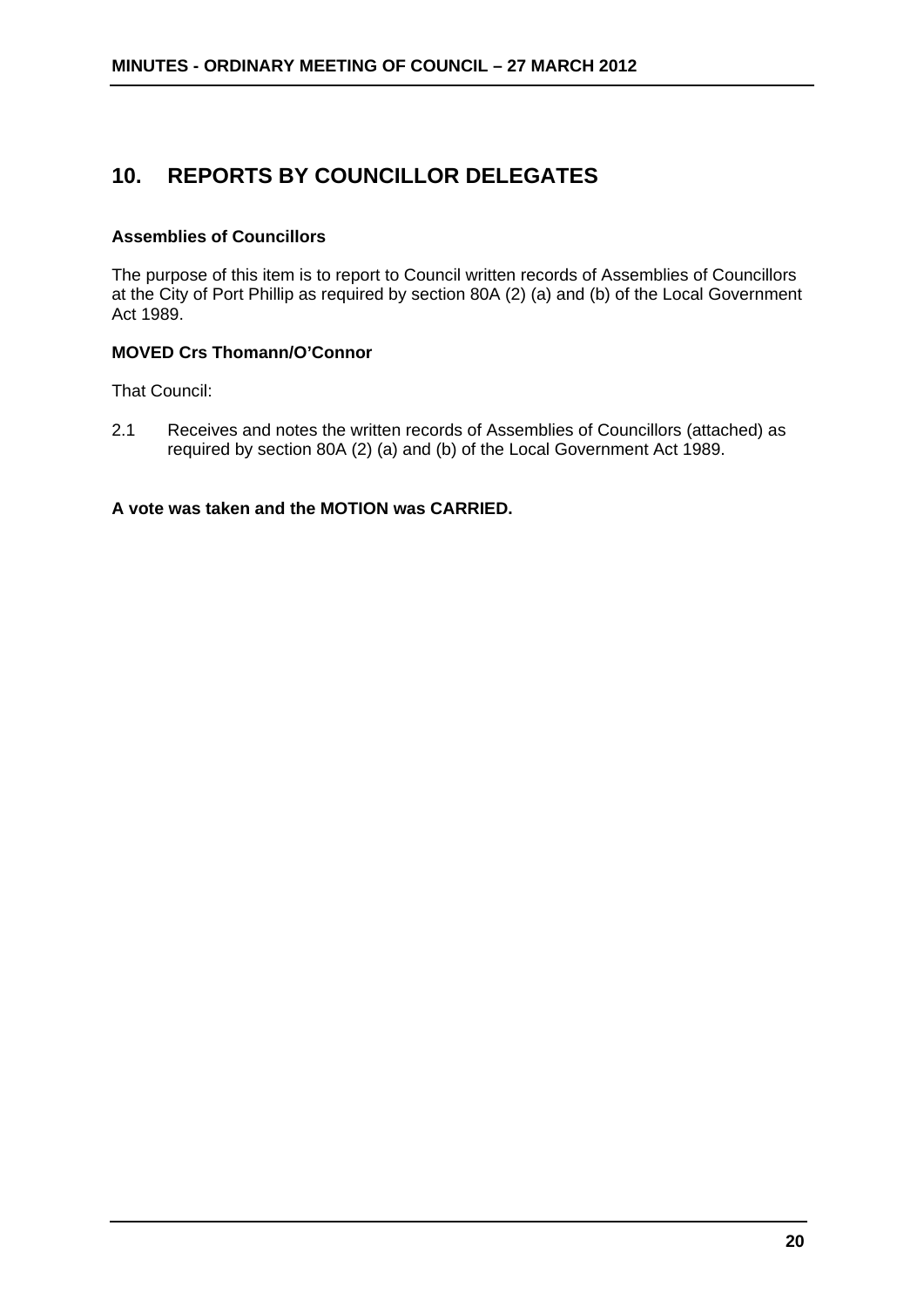# 10. REPORTS BY COUNCILLOR DELEGATES

**Assemblies of Councillors**

The purpose of this item is to report to Council written records of Assemblies of Councillors at the City of Port Phillip as required by section 80A (2) (a) and (b) of the Local Government Act 1989.

**MOVED Crs Thomann/O'Connor**

That Council:

2.1 Receives and notes the written records of Assemblies of Councillors (attached) as required by section 80A (2) (a) and (b) of the Local Government Act 1989.

**A vote was taken and the MOTION was CARRIED.**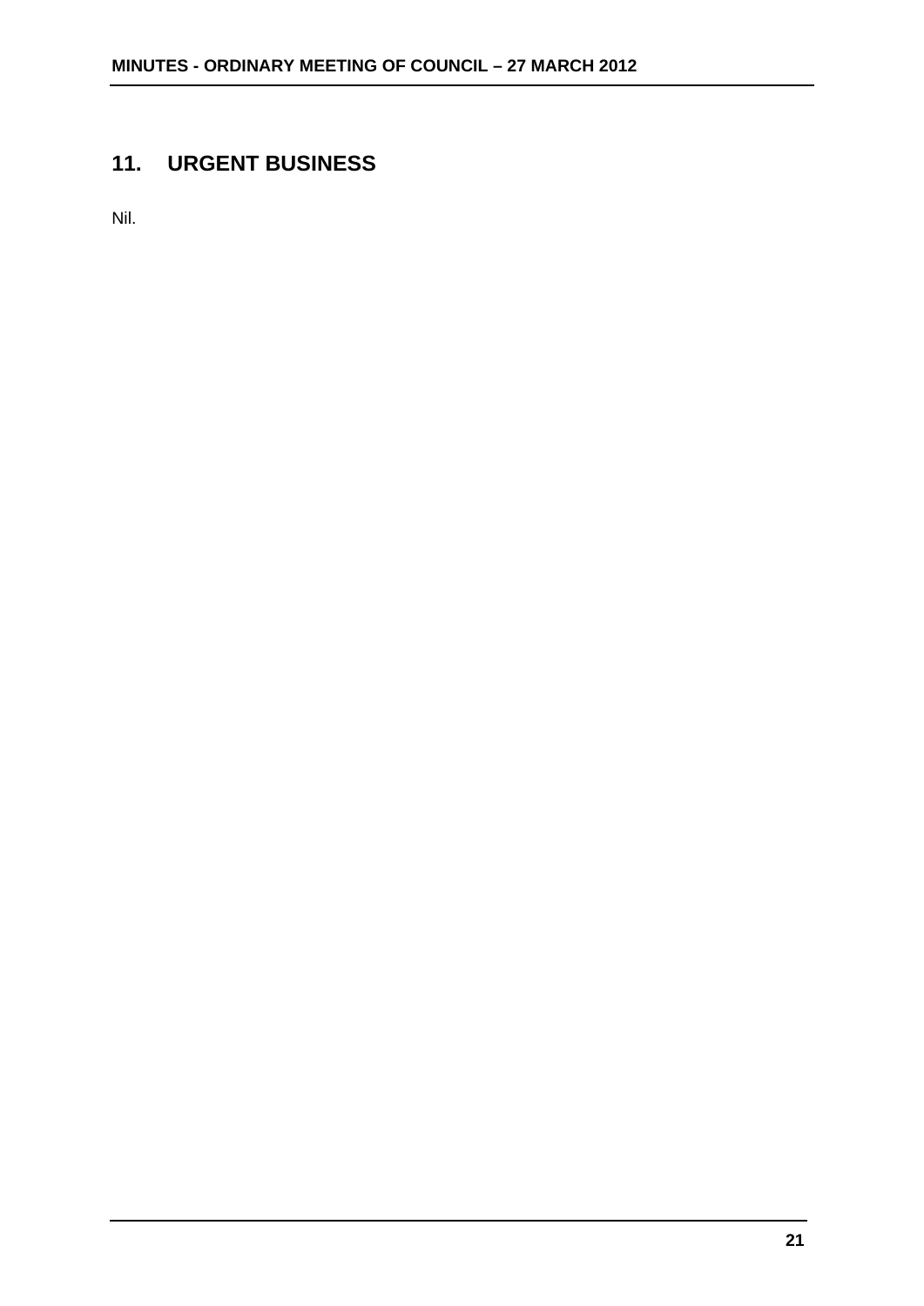## 11. URGENT BUSINESS

Nil.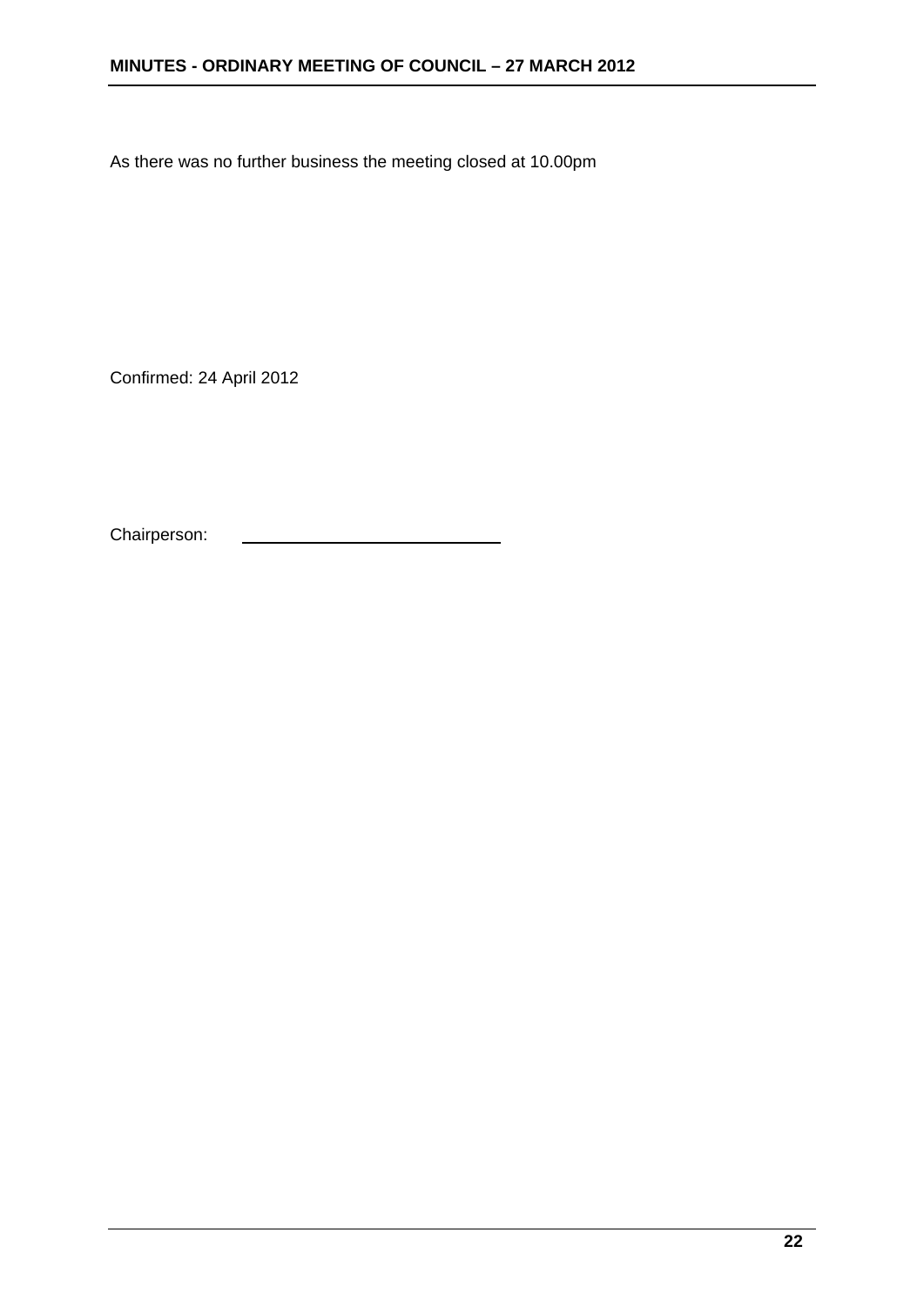As there was no further business the meeting closed at 10.00pm

Confirmed: 24 April 2012

Chairperson: \_\_\_\_\_\_\_\_\_\_\_\_\_\_\_\_\_\_\_\_\_\_\_\_\_\_\_\_